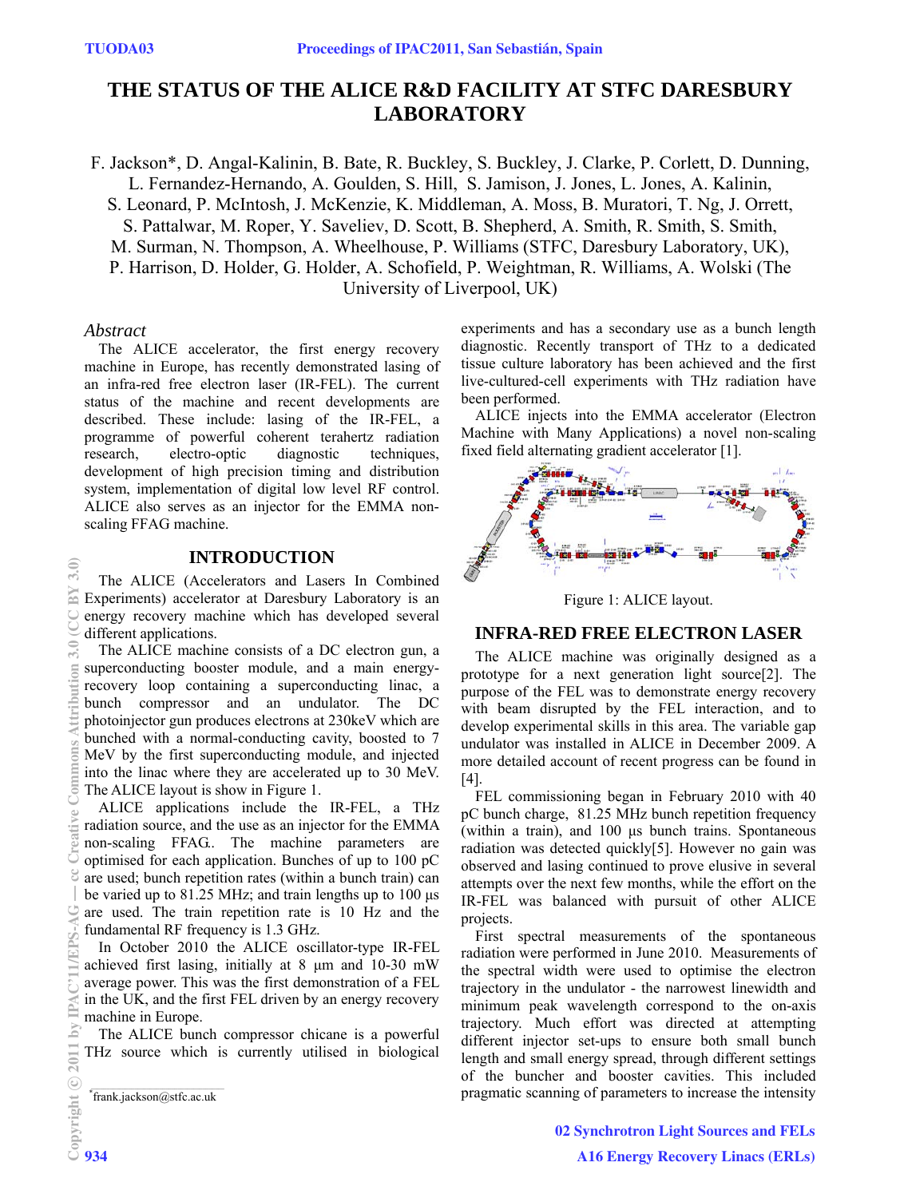# THE STATUS OF THE ALICE R&D FACILITY AT STFC DARESBURY LABORATORY

F. Jackson*, D. Angal-Kalinin, B. Bate, R. Buckley, S. Buckley, J. Clarke, P. Corlett, D. Dunning, L. Fernandez-Hernando, A. Goulden, S. Hill, S. Jamison, J. Jones, L. Jones, A. Kalinin, S. Leonard, P. McIntosh, J. McKenzie, K. Middleman, A. Moss, B. Muratori, T. Ng, J. Orrett, S. Pattalwar, M. Roper, Y. Saveliev, D. Scott, B. Shepherd, A. Smith, R. Smith, S. Smith, M. Surman, N. Thompson, A. Wheelhouse, P. Williams (STFC, Daresbury Laboratory, UK), P. Harrison, D. Holder, G. Holder, A. Schofield, P. Weightman, R. Williams, A. Wolski (The University of Liverpool, UK)

## Abstract

The ALICE accelerator, the first energy recovery machine in Europe, has recently demonstrated lasing of an infra-red free electron laser (IR-FEL). The current status of the machine and recent developments are described. These include: lasing of the IR-FEL, a programme of powerful coherent terahertz radiation research, electro-optic diagnostic techniques, development of high precision timing and distribution system, implementation of digital low level RF control. ALICE also serves as an injector for the EMMA non-scaling FFAG machine.

## INTRODUCTION

The ALICE (Accelerators and Lasers In Combined Experiments) accelerator at Daresbury Laboratory is an energy recovery machine which has developed several different applications.

The ALICE machine consists of a DC electron gun, a superconducting booster module, and a main energy-recovery loop containing a superconducting linac, a bunch compressor and an undulator. The DC photoinjector gun produces electrons at 230keV which are bunched with a normal-conducting cavity, boosted to 7 MeV by the first superconducting module, and injected into the linac where they are accelerated up to 30 MeV. The ALICE layout is show in Figure 1.

ALICE applications include the IR-FEL, a THz radiation source, and the use as an injector for the EMMA non-scaling FFAG.. The machine parameters are optimised for each application. Bunches of up to 100 pC are used; bunch repetition rates (within a bunch train) can be varied up to 81.25 MHz; and train lengths up to 100 µs are used. The train repetition rate is 10 Hz and the fundamental RF frequency is 1.3 GHz.

In October 2010 the ALICE oscillator-type IR-FEL achieved first lasing, initially at 8 µm and 10-30 mW average power. This was the first demonstration of a FEL in the UK, and the first FEL driven by an energy recovery machine in Europe.

The ALICE bunch compressor chicane is a powerful THz source which is currently utilised in biological experiments and has a secondary use as a bunch length diagnostic. Recently transport of THz to a dedicated tissue culture laboratory has been achieved and the first live-cultured-cell experiments with THz radiation have been performed.

ALICE injects into the EMMA accelerator (Electron Machine with Many Applications) a novel non-scaling fixed field alternating gradient accelerator [1].

Figure 1: ALICE layout.

## INFRA-RED FREE ELECTRON LASER

The ALICE machine was originally designed as a prototype for a next generation light source[2]. The purpose of the FEL was to demonstrate energy recovery with beam disrupted by the FEL interaction, and to develop experimental skills in this area. The variable gap undulator was installed in ALICE in December 2009. A more detailed account of recent progress can be found in [4].

FEL commissioning began in February 2010 with 40 pC bunch charge, 81.25 MHz bunch repetition frequency (within a train), and 100 µs bunch trains. Spontaneous radiation was detected quickly[5]. However no gain was observed and lasing continued to prove elusive in several attempts over the next few months, while the effort on the IR-FEL was balanced with pursuit of other ALICE projects.

First spectral measurements of the spontaneous radiation were performed in June 2010. Measurements of the spectral width were used to optimise the electron trajectory in the undulator - the narrowest linewidth and minimum peak wavelength correspond to the on-axis trajectory. Much effort was directed at attempting different injector set-ups to ensure both small bunch length and small energy spread, through different settings of the buncher and booster cavities. This included pragmatic scanning of parameters to increase the intensity

*frank.jackson@stfc.ac.uk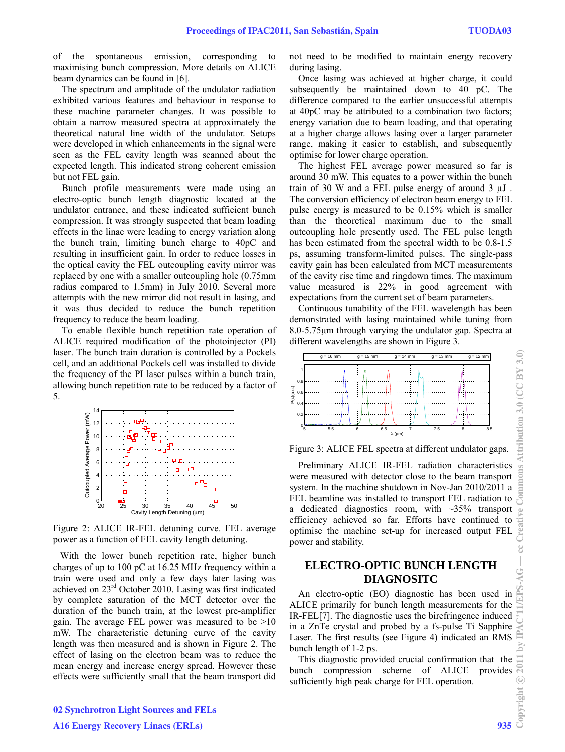of the spontaneous emission, corresponding to maximising bunch compression. More details on ALICE beam dynamics can be found in [6].

The spectrum and amplitude of the undulator radiation exhibited various features and behaviour in response to these machine parameter changes. It was possible to obtain a narrow measured spectra at approximately the theoretical natural line width of the undulator. Setups were developed in which enhancements in the signal were seen as the FEL cavity length was scanned about the expected length. This indicated strong coherent emission but not FEL gain.

Bunch profile measurements were made using an electro-optic bunch length diagnostic located at the undulator entrance, and these indicated sufficient bunch compression. It was strongly suspected that beam loading effects in the linac were leading to energy variation along the bunch train, limiting bunch charge to 40pC and resulting in insufficient gain. In order to reduce losses in the optical cavity the FEL outcoupling cavity mirror was replaced by one with a smaller outcoupling hole (0.75mm radius compared to 1.5mm) in July 2010. Several more attempts with the new mirror did not result in lasing, and it was thus decided to reduce the bunch repetition frequency to reduce the beam loading.

To enable flexible bunch repetition rate operation of ALICE required modification of the photoinjector (PI) laser. The bunch train duration is controlled by a Pockels cell, and an additional Pockels cell was installed to divide the frequency of the PI laser pulses within a bunch train, allowing bunch repetition rate to be reduced by a factor of 5.

Figure 2: ALICE IR-FEL detuning curve. FEL average power as a function of FEL cavity length detuning.

With the lower bunch repetition rate, higher bunch charges of up to 100 pC at 16.25 MHz frequency within a train were used and only a few days later lasing was achieved on 23rd October 2010. Lasing was first indicated by complete saturation of the MCT detector over the duration of the bunch train, at the lowest pre-amplifier gain. The average FEL power was measured to be >10 mW. The characteristic detuning curve of the cavity length was then measured and is shown in Figure 2. The effect of lasing on the electron beam was to reduce the mean energy and increase energy spread. However these effects were sufficiently small that the beam transport did not need to be modified to maintain energy recovery during lasing.

Once lasing was achieved at higher charge, it could subsequently be maintained down to 40 pC. The difference compared to the earlier unsuccessful attempts at 40pC may be attributed to a combination two factors; energy variation due to beam loading, and that operating at a higher charge allows lasing over a larger parameter range, making it easier to establish, and subsequently optimise for lower charge operation.

The highest FEL average power measured so far is around 30 mW. This equates to a power within the bunch train of 30 W and a FEL pulse energy of around 3 µJ . The conversion efficiency of electron beam energy to FEL pulse energy is measured to be 0.15% which is smaller than the theoretical maximum due to the small outcoupling hole presently used. The FEL pulse length has been estimated from the spectral width to be 0.8-1.5 ps, assuming transform-limited pulses. The single-pass cavity gain has been calculated from MCT measurements of the cavity rise time and ringdown times. The maximum value measured is 22% in good agreement with expectations from the current set of beam parameters.

Continuous tunability of the FEL wavelength has been demonstrated with lasing maintained while tuning from 8.0-5.75µm through varying the undulator gap. Spectra at different wavelengths are shown in Figure 3.

Figure 3: ALICE FEL spectra at different undulator gaps.

Preliminary ALICE IR-FEL radiation characteristics were measured with detector close to the beam transport system. In the machine shutdown in Nov-Jan 2010/2011 a FEL beamline was installed to transport FEL radiation to a dedicated diagnostics room, with ~35% transport efficiency achieved so far. Efforts have continued to optimise the machine set-up for increased output FEL power and stability.

## ELECTRO-OPTIC BUNCH LENGTH DIAGNOSITC

An electro-optic (EO) diagnostic has been used in ALICE primarily for bunch length measurements for the IR-FEL[7]. The diagnostic uses the birefringence induced in a ZnTe crystal and probed by a fs-pulse Ti Sapphire Laser. The first results (see Figure 4) indicated an RMS bunch length of 1-2 ps.

This diagnostic provided crucial confirmation that the bunch compression scheme of ALICE provides sufficiently high peak charge for FEL operation.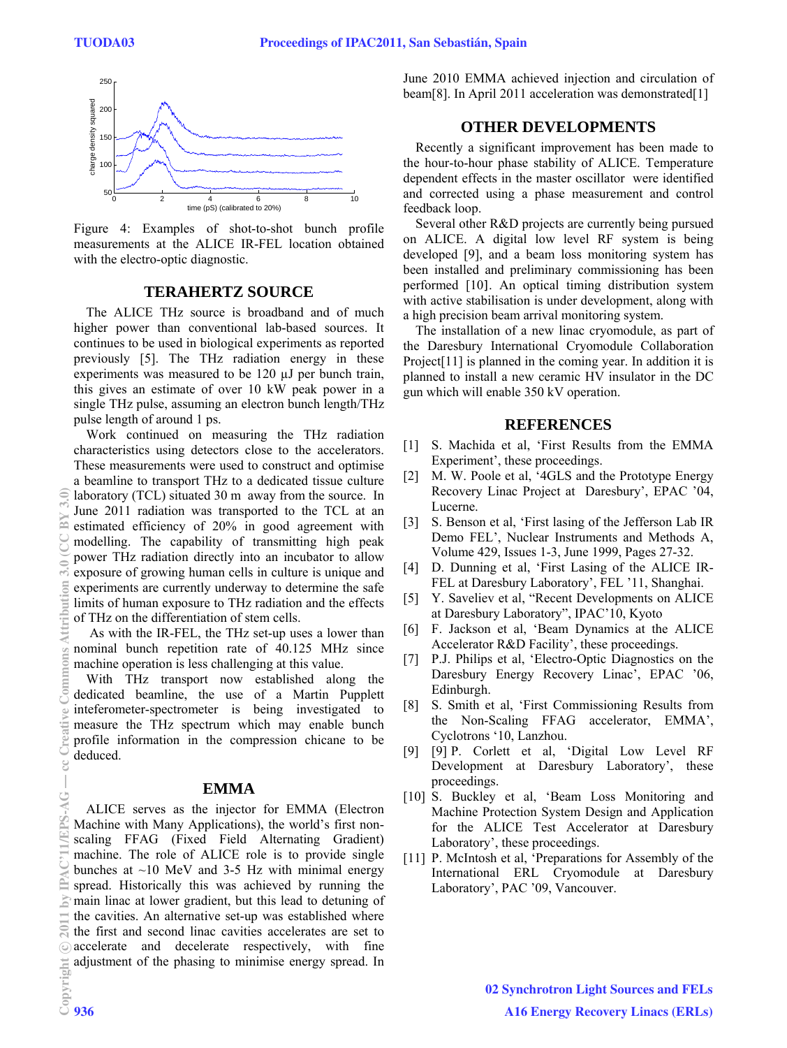250
200
150
100
50
charge density squared
0 2 4 6 8 10
time (pS) (calibrated to 20%)

Figure 4: Examples of shot-to-shot bunch profile measurements at the ALICE IR-FEL location obtained with the electro-optic diagnostic.

## TERAHERTZ SOURCE

The ALICE THz source is broadband and of much higher power than conventional lab-based sources. It continues to be used in biological experiments as reported previously [5]. The THz radiation energy in these experiments was measured to be 120 µJ per bunch train, this gives an estimate of over 10 kW peak power in a single THz pulse, assuming an electron bunch length/THz pulse length of around 1 ps.

Work continued on measuring the THz radiation characteristics using detectors close to the accelerators. These measurements were used to construct and optimise a beamline to transport THz to a dedicated tissue culture laboratory (TCL) situated 30 m away from the source. In June 2011 radiation was transported to the TCL at an estimated efficiency of 20% in good agreement with modelling. The capability of transmitting high peak power THz radiation directly into an incubator to allow exposure of growing human cells in culture is unique and experiments are currently underway to determine the safe limits of human exposure to THz radiation and the effects of THz on the differentiation of stem cells.

As with the IR-FEL, the THz set-up uses a lower than nominal bunch repetition rate of 40.125 MHz since machine operation is less challenging at this value.

With THz transport now established along the dedicated beamline, the use of a Martin Pupplett inteferometer-spectrometer is being investigated to measure the THz spectrum which may enable bunch profile information in the compression chicane to be deduced.

## EMMA

ALICE serves as the injector for EMMA (Electron Machine with Many Applications), the world's first non-scaling FFAG (Fixed Field Alternating Gradient) machine. The role of ALICE role is to provide single bunches at ~10 MeV and 3-5 Hz with minimal energy spread. Historically this was achieved by running the main linac at lower gradient, but this lead to detuning of the cavities. An alternative set-up was established where the first and second linac cavities accelerates are set to accelerate and decelerate respectively, with fine adjustment of the phasing to minimise energy spread. In June 2010 EMMA achieved injection and circulation of beam[8]. In April 2011 acceleration was demonstrated[1]

## OTHER DEVELOPMENTS

Recently a significant improvement has been made to the hour-to-hour phase stability of ALICE. Temperature dependent effects in the master oscillator were identified and corrected using a phase measurement and control feedback loop.

Several other R&D projects are currently being pursued on ALICE. A digital low level RF system is being developed [9], and a beam loss monitoring system has been installed and preliminary commissioning has been performed [10]. An optical timing distribution system with active stabilisation is under development, along with a high precision beam arrival monitoring system.

The installation of a new linac cryomodule, as part of the Daresbury International Cryomodule Collaboration Project[11] is planned in the coming year. In addition it is planned to install a new ceramic HV insulator in the DC gun which will enable 350 kV operation.

## REFERENCES

[1] S. Machida et al, 'First Results from the EMMA Experiment', these proceedings.

[2] M. W. Poole et al, '4GLS and the Prototype Energy Recovery Linac Project at Daresbury', EPAC '04, Lucerne.

[3] S. Benson et al, 'First lasing of the Jefferson Lab IR Demo FEL', Nuclear Instruments and Methods A, Volume 429, Issues 1-3, June 1999, Pages 27-32.

[4] D. Dunning et al, 'First Lasing of the ALICE IR-FEL at Daresbury Laboratory', FEL '11, Shanghai.

[5] Y. Saveliev et al, "Recent Developments on ALICE at Daresbury Laboratory", IPAC'10, Kyoto

[6] F. Jackson et al, 'Beam Dynamics at the ALICE Accelerator R&D Facility', these proceedings.

[7] P.J. Philips et al, 'Electro-Optic Diagnostics on the Daresbury Energy Recovery Linac', EPAC '06, Edinburgh.

[8] S. Smith et al, 'First Commissioning Results from the Non-Scaling FFAG accelerator, EMMA', Cyclotrons '10, Lanzhou.

[9] [9] P. Corlett et al, 'Digital Low Level RF Development at Daresbury Laboratory', these proceedings.

[10] S. Buckley et al, 'Beam Loss Monitoring and Machine Protection System Design and Application for the ALICE Test Accelerator at Daresbury Laboratory', these proceedings.

[11] P. McIntosh et al, 'Preparations for Assembly of the International ERL Cryomodule at Daresbury Laboratory', PAC '09, Vancouver.